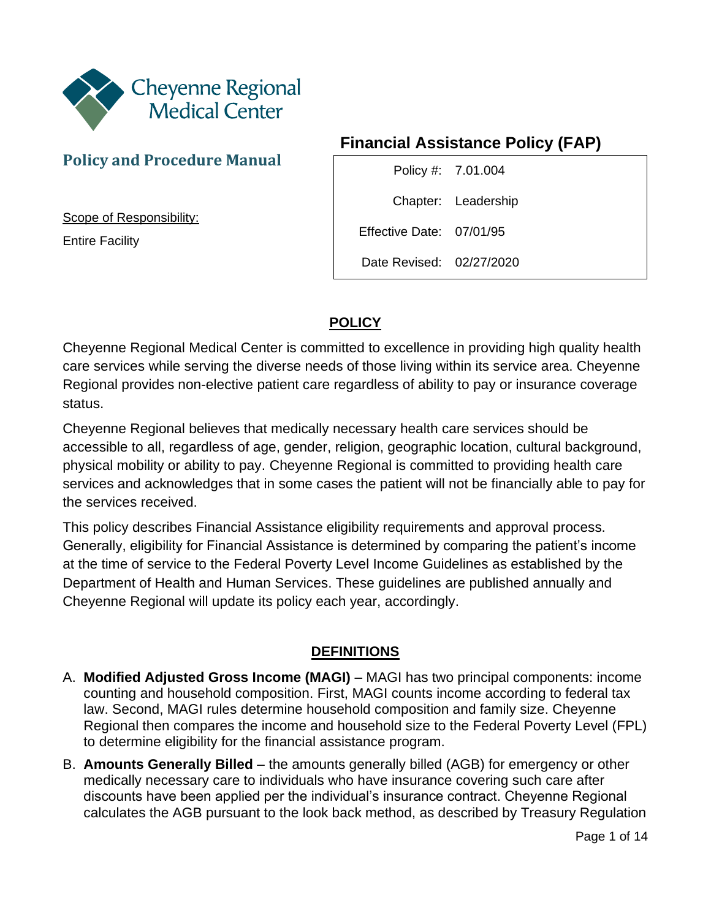Cheyenne Regional Medical Center

## Policy and Procedure Manual

Scope of Responsibility:

Entire Facility

# Financial Assistance Policy (FAP)

| | |
|---|---|
| Policy #: | 7.01.004 |
| Chapter: | Leadership |
| Effective Date: | 07/01/95 |
| Date Revised: | 02/27/2020 |

## POLICY

Cheyenne Regional Medical Center is committed to excellence in providing high quality health care services while serving the diverse needs of those living within its service area. Cheyenne Regional provides non-elective patient care regardless of ability to pay or insurance coverage status.

Cheyenne Regional believes that medically necessary health care services should be accessible to all, regardless of age, gender, religion, geographic location, cultural background, physical mobility or ability to pay. Cheyenne Regional is committed to providing health care services and acknowledges that in some cases the patient will not be financially able to pay for the services received.

This policy describes Financial Assistance eligibility requirements and approval process. Generally, eligibility for Financial Assistance is determined by comparing the patient's income at the time of service to the Federal Poverty Level Income Guidelines as established by the Department of Health and Human Services. These guidelines are published annually and Cheyenne Regional will update its policy each year, accordingly.

## DEFINITIONS

A. **Modified Adjusted Gross Income (MAGI)** – MAGI has two principal components: income counting and household composition. First, MAGI counts income according to federal tax law. Second, MAGI rules determine household composition and family size. Cheyenne Regional then compares the income and household size to the Federal Poverty Level (FPL) to determine eligibility for the financial assistance program.

B. **Amounts Generally Billed** – the amounts generally billed (AGB) for emergency or other medically necessary care to individuals who have insurance covering such care after discounts have been applied per the individual's insurance contract. Cheyenne Regional calculates the AGB pursuant to the look back method, as described by Treasury Regulation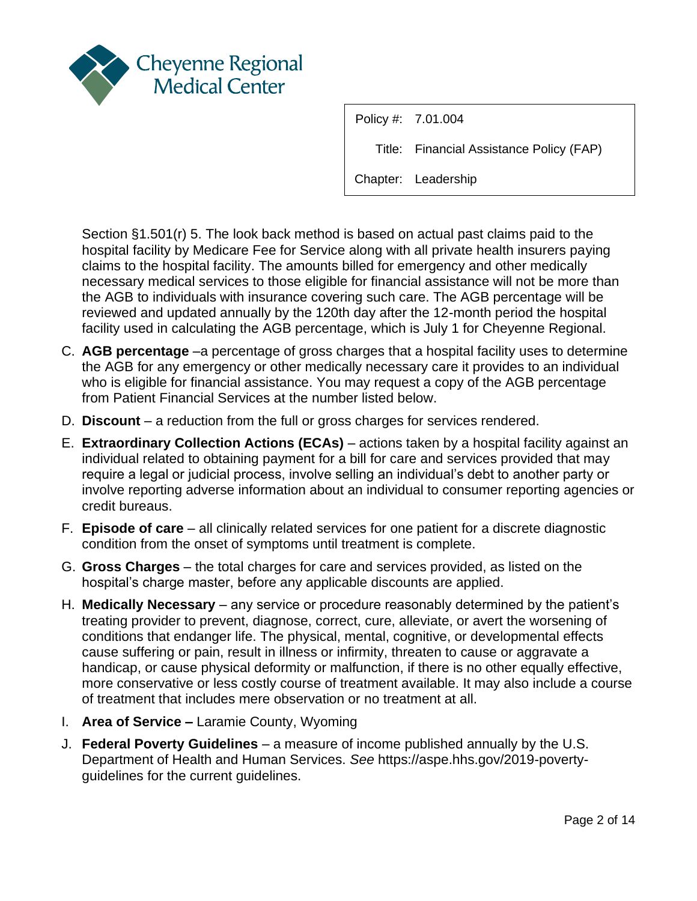Section §1.501(r) 5. The look back method is based on actual past claims paid to the hospital facility by Medicare Fee for Service along with all private health insurers paying claims to the hospital facility. The amounts billed for emergency and other medically necessary medical services to those eligible for financial assistance will not be more than the AGB to individuals with insurance covering such care. The AGB percentage will be reviewed and updated annually by the 120th day after the 12-month period the hospital facility used in calculating the AGB percentage, which is July 1 for Cheyenne Regional.

C. **AGB percentage** –a percentage of gross charges that a hospital facility uses to determine the AGB for any emergency or other medically necessary care it provides to an individual who is eligible for financial assistance. You may request a copy of the AGB percentage from Patient Financial Services at the number listed below.
D. **Discount** – a reduction from the full or gross charges for services rendered.
E. **Extraordinary Collection Actions (ECAs)** – actions taken by a hospital facility against an individual related to obtaining payment for a bill for care and services provided that may require a legal or judicial process, involve selling an individual's debt to another party or involve reporting adverse information about an individual to consumer reporting agencies or credit bureaus.
F. **Episode of care** – all clinically related services for one patient for a discrete diagnostic condition from the onset of symptoms until treatment is complete.
G. **Gross Charges** – the total charges for care and services provided, as listed on the hospital's charge master, before any applicable discounts are applied.
H. **Medically Necessary** – any service or procedure reasonably determined by the patient's treating provider to prevent, diagnose, correct, cure, alleviate, or avert the worsening of conditions that endanger life. The physical, mental, cognitive, or developmental effects cause suffering or pain, result in illness or infirmity, threaten to cause or aggravate a handicap, or cause physical deformity or malfunction, if there is no other equally effective, more conservative or less costly course of treatment available. It may also include a course of treatment that includes mere observation or no treatment at all.
I. **Area of Service –** Laramie County, Wyoming
J. **Federal Poverty Guidelines** – a measure of income published annually by the U.S. Department of Health and Human Services. *See* https://aspe.hhs.gov/2019-poverty-guidelines for the current guidelines.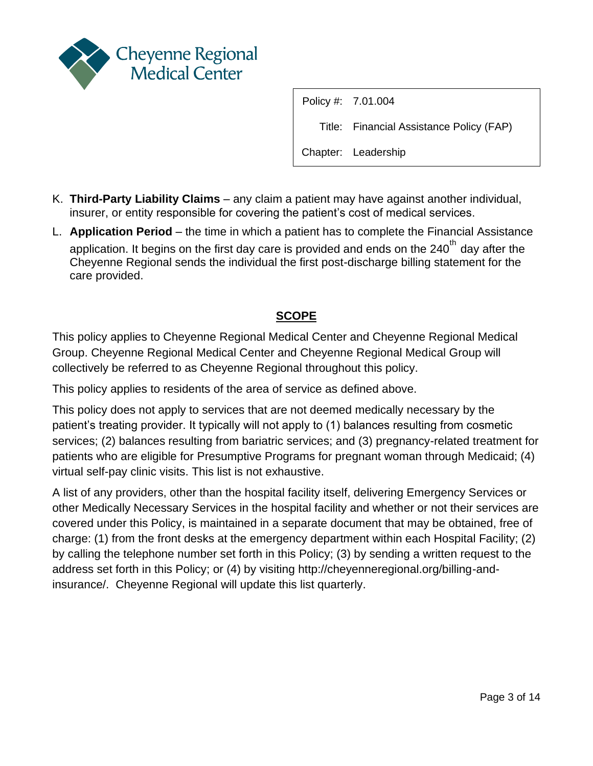K. **Third-Party Liability Claims** – any claim a patient may have against another individual, insurer, or entity responsible for covering the patient's cost of medical services.

L. **Application Period** – the time in which a patient has to complete the Financial Assistance application. It begins on the first day care is provided and ends on the 240th day after the Cheyenne Regional sends the individual the first post-discharge billing statement for the care provided.

## SCOPE

This policy applies to Cheyenne Regional Medical Center and Cheyenne Regional Medical Group. Cheyenne Regional Medical Center and Cheyenne Regional Medical Group will collectively be referred to as Cheyenne Regional throughout this policy.

This policy applies to residents of the area of service as defined above.

This policy does not apply to services that are not deemed medically necessary by the patient's treating provider. It typically will not apply to (1) balances resulting from cosmetic services; (2) balances resulting from bariatric services; and (3) pregnancy-related treatment for patients who are eligible for Presumptive Programs for pregnant woman through Medicaid; (4) virtual self-pay clinic visits. This list is not exhaustive.

A list of any providers, other than the hospital facility itself, delivering Emergency Services or other Medically Necessary Services in the hospital facility and whether or not their services are covered under this Policy, is maintained in a separate document that may be obtained, free of charge: (1) from the front desks at the emergency department within each Hospital Facility; (2) by calling the telephone number set forth in this Policy; (3) by sending a written request to the address set forth in this Policy; or (4) by visiting http://cheyenneregional.org/billing-and-insurance/. Cheyenne Regional will update this list quarterly.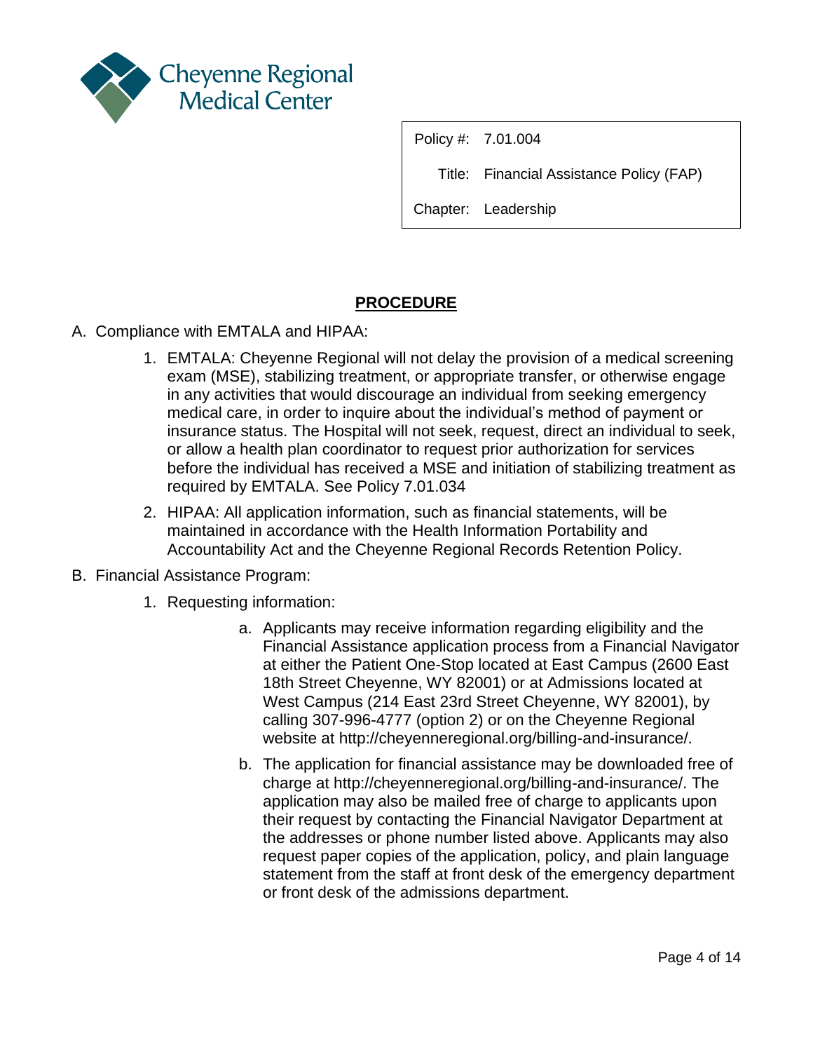| Policy #: | 7.01.004 |
|---|---|
| Title: | Financial Assistance Policy (FAP) |
| Chapter: | Leadership |

## PROCEDURE

A. Compliance with EMTALA and HIPAA:

1. EMTALA: Cheyenne Regional will not delay the provision of a medical screening exam (MSE), stabilizing treatment, or appropriate transfer, or otherwise engage in any activities that would discourage an individual from seeking emergency medical care, in order to inquire about the individual's method of payment or insurance status. The Hospital will not seek, request, direct an individual to seek, or allow a health plan coordinator to request prior authorization for services before the individual has received a MSE and initiation of stabilizing treatment as required by EMTALA. See Policy 7.01.034

2. HIPAA: All application information, such as financial statements, will be maintained in accordance with the Health Information Portability and Accountability Act and the Cheyenne Regional Records Retention Policy.

B. Financial Assistance Program:

1. Requesting information:

   a. Applicants may receive information regarding eligibility and the Financial Assistance application process from a Financial Navigator at either the Patient One-Stop located at East Campus (2600 East 18th Street Cheyenne, WY 82001) or at Admissions located at West Campus (214 East 23rd Street Cheyenne, WY 82001), by calling 307-996-4777 (option 2) or on the Cheyenne Regional website at http://cheyenneregional.org/billing-and-insurance/.

   b. The application for financial assistance may be downloaded free of charge at http://cheyenneregional.org/billing-and-insurance/. The application may also be mailed free of charge to applicants upon their request by contacting the Financial Navigator Department at the addresses or phone number listed above. Applicants may also request paper copies of the application, policy, and plain language statement from the staff at front desk of the emergency department or front desk of the admissions department.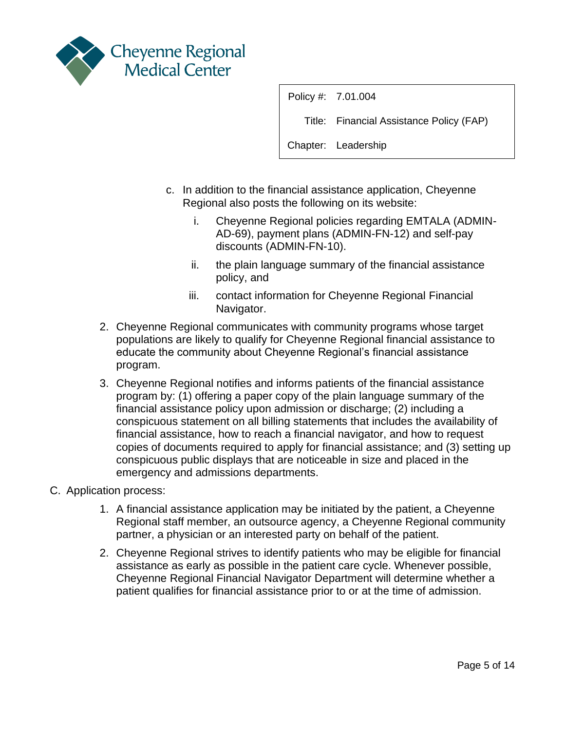c. In addition to the financial assistance application, Cheyenne Regional also posts the following on its website:

   i. Cheyenne Regional policies regarding EMTALA (ADMIN-AD-69), payment plans (ADMIN-FN-12) and self-pay discounts (ADMIN-FN-10).

   ii. the plain language summary of the financial assistance policy, and

   iii. contact information for Cheyenne Regional Financial Navigator.

2. Cheyenne Regional communicates with community programs whose target populations are likely to qualify for Cheyenne Regional financial assistance to educate the community about Cheyenne Regional's financial assistance program.

3. Cheyenne Regional notifies and informs patients of the financial assistance program by: (1) offering a paper copy of the plain language summary of the financial assistance policy upon admission or discharge; (2) including a conspicuous statement on all billing statements that includes the availability of financial assistance, how to reach a financial navigator, and how to request copies of documents required to apply for financial assistance; and (3) setting up conspicuous public displays that are noticeable in size and placed in the emergency and admissions departments.

C. Application process:

1. A financial assistance application may be initiated by the patient, a Cheyenne Regional staff member, an outsource agency, a Cheyenne Regional community partner, a physician or an interested party on behalf of the patient.

2. Cheyenne Regional strives to identify patients who may be eligible for financial assistance as early as possible in the patient care cycle. Whenever possible, Cheyenne Regional Financial Navigator Department will determine whether a patient qualifies for financial assistance prior to or at the time of admission.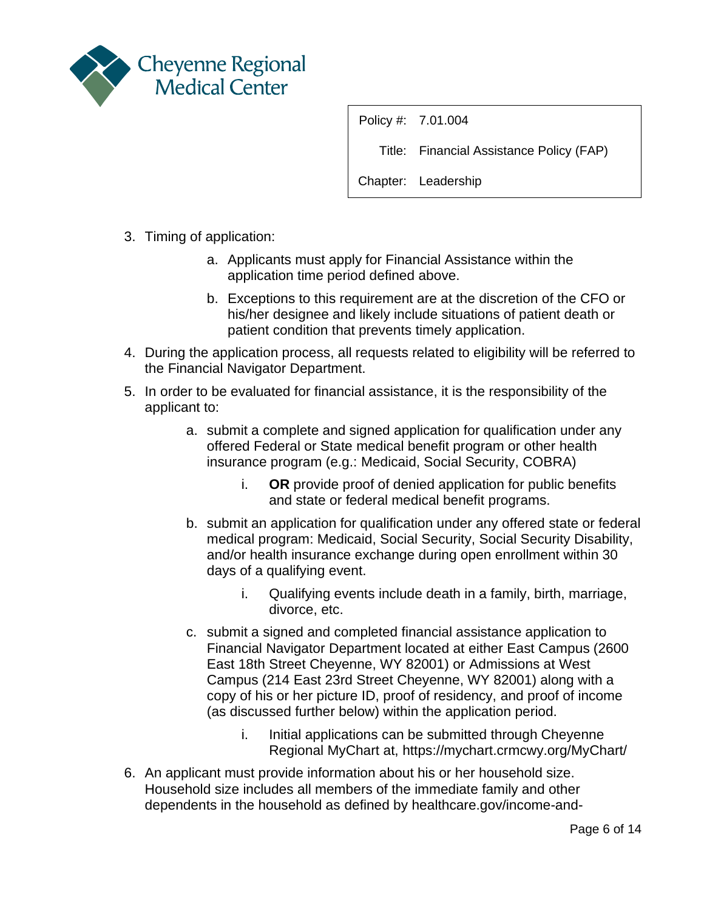3. Timing of application:
    a. Applicants must apply for Financial Assistance within the application time period defined above.
    b. Exceptions to this requirement are at the discretion of the CFO or his/her designee and likely include situations of patient death or patient condition that prevents timely application.
4. During the application process, all requests related to eligibility will be referred to the Financial Navigator Department.
5. In order to be evaluated for financial assistance, it is the responsibility of the applicant to:
    a. submit a complete and signed application for qualification under any offered Federal or State medical benefit program or other health insurance program (e.g.: Medicaid, Social Security, COBRA)
        i. **OR** provide proof of denied application for public benefits and state or federal medical benefit programs.
    b. submit an application for qualification under any offered state or federal medical program: Medicaid, Social Security, Social Security Disability, and/or health insurance exchange during open enrollment within 30 days of a qualifying event.
        i. Qualifying events include death in a family, birth, marriage, divorce, etc.
    c. submit a signed and completed financial assistance application to Financial Navigator Department located at either East Campus (2600 East 18th Street Cheyenne, WY 82001) or Admissions at West Campus (214 East 23rd Street Cheyenne, WY 82001) along with a copy of his or her picture ID, proof of residency, and proof of income (as discussed further below) within the application period.
        i. Initial applications can be submitted through Cheyenne Regional MyChart at, https://mychart.crmcwy.org/MyChart/
6. An applicant must provide information about his or her household size. Household size includes all members of the immediate family and other dependents in the household as defined by healthcare.gov/income-and-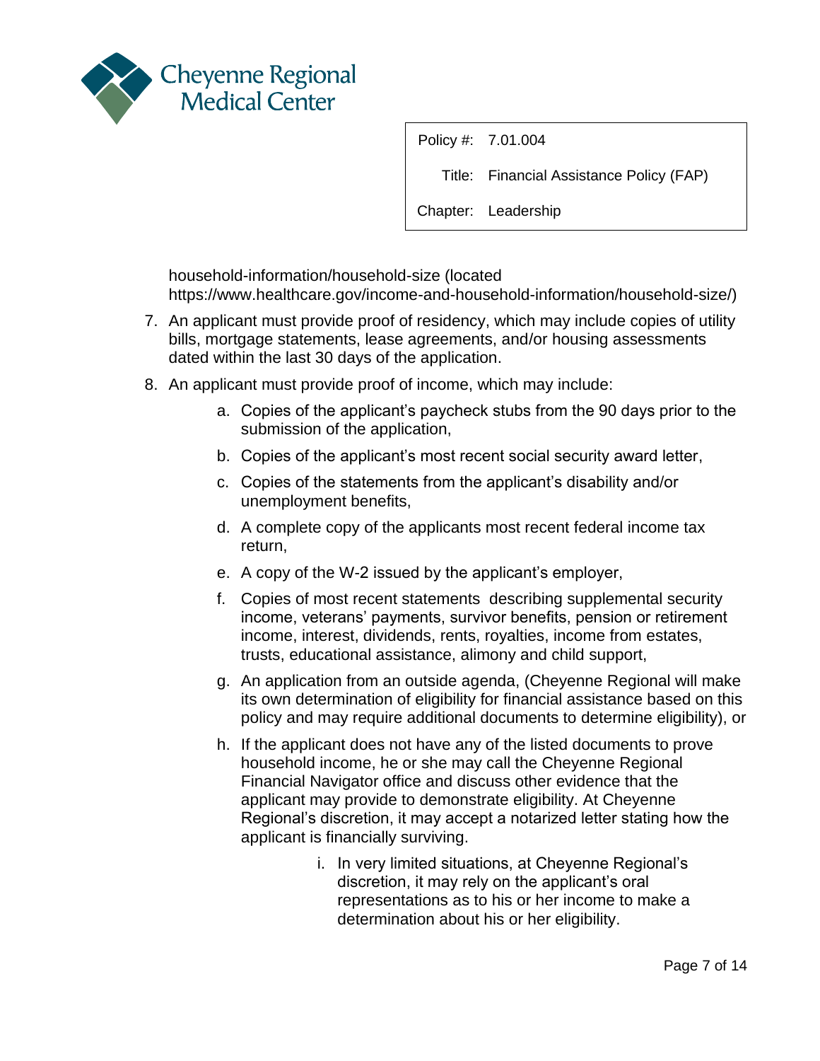household-information/household-size (located https://www.healthcare.gov/income-and-household-information/household-size/)

7. An applicant must provide proof of residency, which may include copies of utility bills, mortgage statements, lease agreements, and/or housing assessments dated within the last 30 days of the application.

8. An applicant must provide proof of income, which may include:

    a. Copies of the applicant's paycheck stubs from the 90 days prior to the submission of the application,

    b. Copies of the applicant's most recent social security award letter,

    c. Copies of the statements from the applicant's disability and/or unemployment benefits,

    d. A complete copy of the applicants most recent federal income tax return,

    e. A copy of the W-2 issued by the applicant's employer,

    f. Copies of most recent statements describing supplemental security income, veterans' payments, survivor benefits, pension or retirement income, interest, dividends, rents, royalties, income from estates, trusts, educational assistance, alimony and child support,

    g. An application from an outside agenda, (Cheyenne Regional will make its own determination of eligibility for financial assistance based on this policy and may require additional documents to determine eligibility), or

    h. If the applicant does not have any of the listed documents to prove household income, he or she may call the Cheyenne Regional Financial Navigator office and discuss other evidence that the applicant may provide to demonstrate eligibility. At Cheyenne Regional's discretion, it may accept a notarized letter stating how the applicant is financially surviving.

        i. In very limited situations, at Cheyenne Regional's discretion, it may rely on the applicant's oral representations as to his or her income to make a determination about his or her eligibility.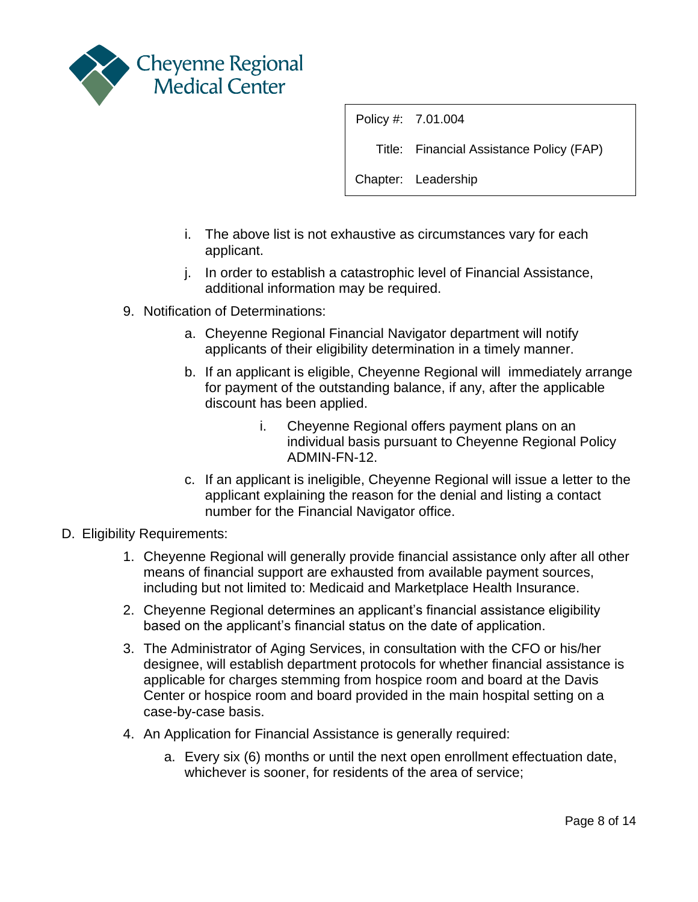i. The above list is not exhaustive as circumstances vary for each applicant.

j. In order to establish a catastrophic level of Financial Assistance, additional information may be required.

9. Notification of Determinations:

   a. Cheyenne Regional Financial Navigator department will notify applicants of their eligibility determination in a timely manner.

   b. If an applicant is eligible, Cheyenne Regional will immediately arrange for payment of the outstanding balance, if any, after the applicable discount has been applied.

      i. Cheyenne Regional offers payment plans on an individual basis pursuant to Cheyenne Regional Policy ADMIN-FN-12.

   c. If an applicant is ineligible, Cheyenne Regional will issue a letter to the applicant explaining the reason for the denial and listing a contact number for the Financial Navigator office.

D. Eligibility Requirements:

1. Cheyenne Regional will generally provide financial assistance only after all other means of financial support are exhausted from available payment sources, including but not limited to: Medicaid and Marketplace Health Insurance.

2. Cheyenne Regional determines an applicant's financial assistance eligibility based on the applicant's financial status on the date of application.

3. The Administrator of Aging Services, in consultation with the CFO or his/her designee, will establish department protocols for whether financial assistance is applicable for charges stemming from hospice room and board at the Davis Center or hospice room and board provided in the main hospital setting on a case-by-case basis.

4. An Application for Financial Assistance is generally required:

   a. Every six (6) months or until the next open enrollment effectuation date, whichever is sooner, for residents of the area of service;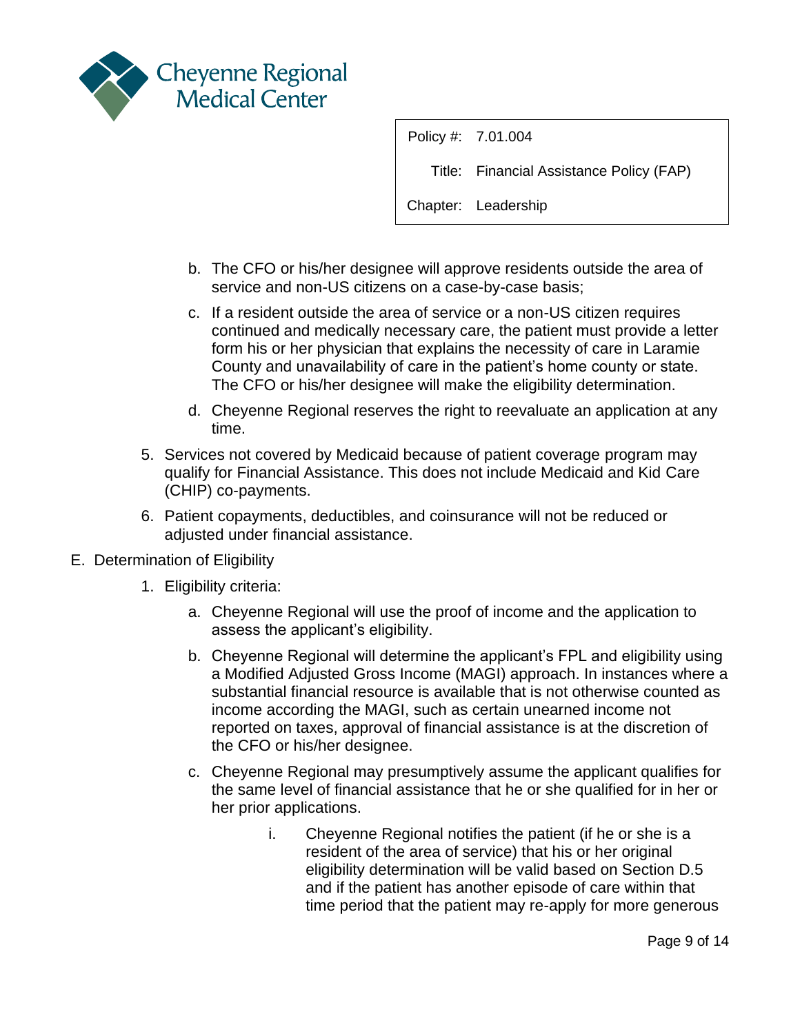b. The CFO or his/her designee will approve residents outside the area of service and non-US citizens on a case-by-case basis;

c. If a resident outside the area of service or a non-US citizen requires continued and medically necessary care, the patient must provide a letter form his or her physician that explains the necessity of care in Laramie County and unavailability of care in the patient's home county or state. The CFO or his/her designee will make the eligibility determination.

d. Cheyenne Regional reserves the right to reevaluate an application at any time.

5. Services not covered by Medicaid because of patient coverage program may qualify for Financial Assistance. This does not include Medicaid and Kid Care (CHIP) co-payments.

6. Patient copayments, deductibles, and coinsurance will not be reduced or adjusted under financial assistance.

E. Determination of Eligibility

1. Eligibility criteria:

   a. Cheyenne Regional will use the proof of income and the application to assess the applicant's eligibility.

   b. Cheyenne Regional will determine the applicant's FPL and eligibility using a Modified Adjusted Gross Income (MAGI) approach. In instances where a substantial financial resource is available that is not otherwise counted as income according the MAGI, such as certain unearned income not reported on taxes, approval of financial assistance is at the discretion of the CFO or his/her designee.

   c. Cheyenne Regional may presumptively assume the applicant qualifies for the same level of financial assistance that he or she qualified for in her or her prior applications.

      i. Cheyenne Regional notifies the patient (if he or she is a resident of the area of service) that his or her original eligibility determination will be valid based on Section D.5 and if the patient has another episode of care within that time period that the patient may re-apply for more generous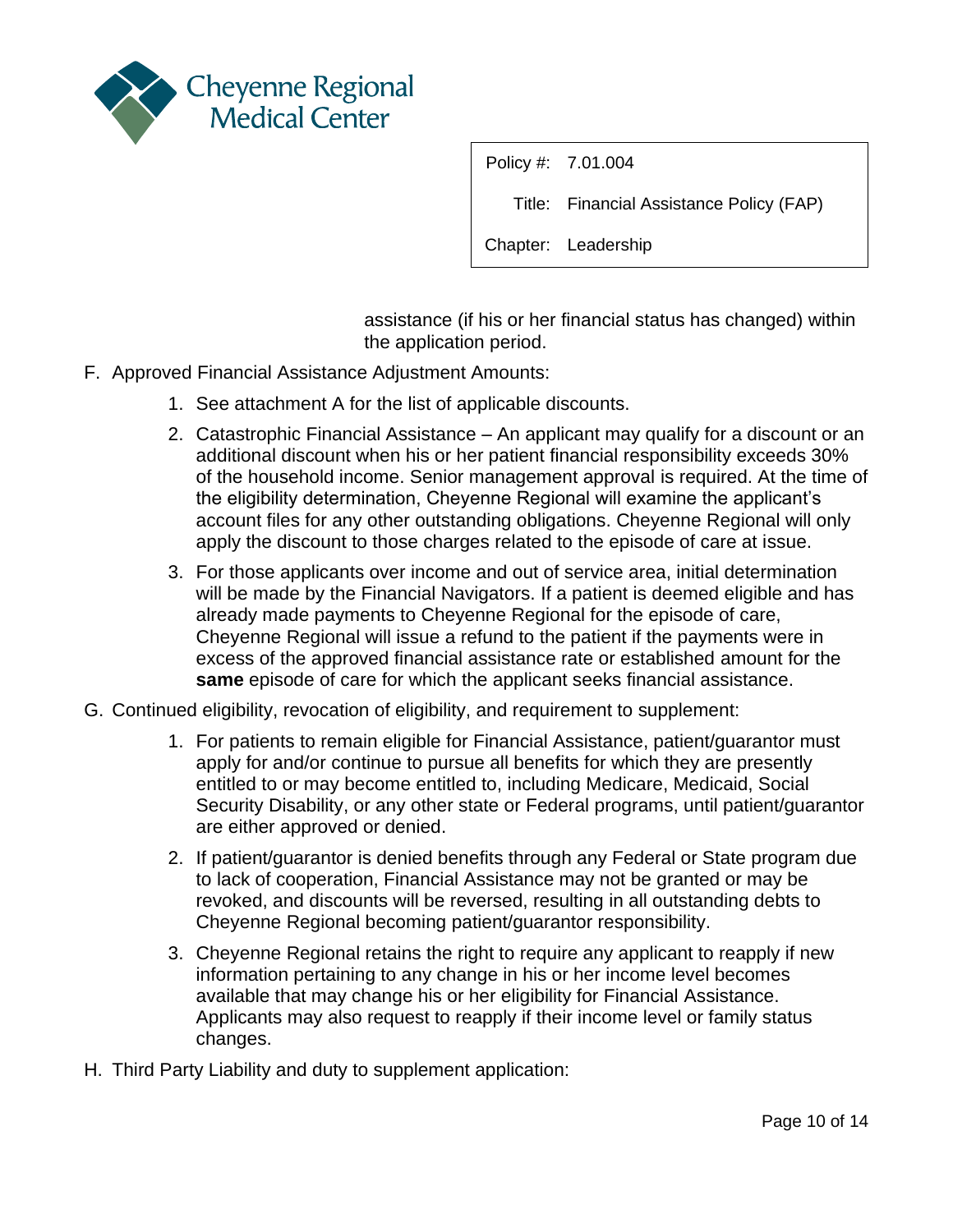assistance (if his or her financial status has changed) within the application period.

F. Approved Financial Assistance Adjustment Amounts:

   1. See attachment A for the list of applicable discounts.
   2. Catastrophic Financial Assistance – An applicant may qualify for a discount or an additional discount when his or her patient financial responsibility exceeds 30% of the household income. Senior management approval is required. At the time of the eligibility determination, Cheyenne Regional will examine the applicant's account files for any other outstanding obligations. Cheyenne Regional will only apply the discount to those charges related to the episode of care at issue.
   3. For those applicants over income and out of service area, initial determination will be made by the Financial Navigators. If a patient is deemed eligible and has already made payments to Cheyenne Regional for the episode of care, Cheyenne Regional will issue a refund to the patient if the payments were in excess of the approved financial assistance rate or established amount for the **same** episode of care for which the applicant seeks financial assistance.

G. Continued eligibility, revocation of eligibility, and requirement to supplement:

   1. For patients to remain eligible for Financial Assistance, patient/guarantor must apply for and/or continue to pursue all benefits for which they are presently entitled to or may become entitled to, including Medicare, Medicaid, Social Security Disability, or any other state or Federal programs, until patient/guarantor are either approved or denied.
   2. If patient/guarantor is denied benefits through any Federal or State program due to lack of cooperation, Financial Assistance may not be granted or may be revoked, and discounts will be reversed, resulting in all outstanding debts to Cheyenne Regional becoming patient/guarantor responsibility.
   3. Cheyenne Regional retains the right to require any applicant to reapply if new information pertaining to any change in his or her income level becomes available that may change his or her eligibility for Financial Assistance. Applicants may also request to reapply if their income level or family status changes.

H. Third Party Liability and duty to supplement application: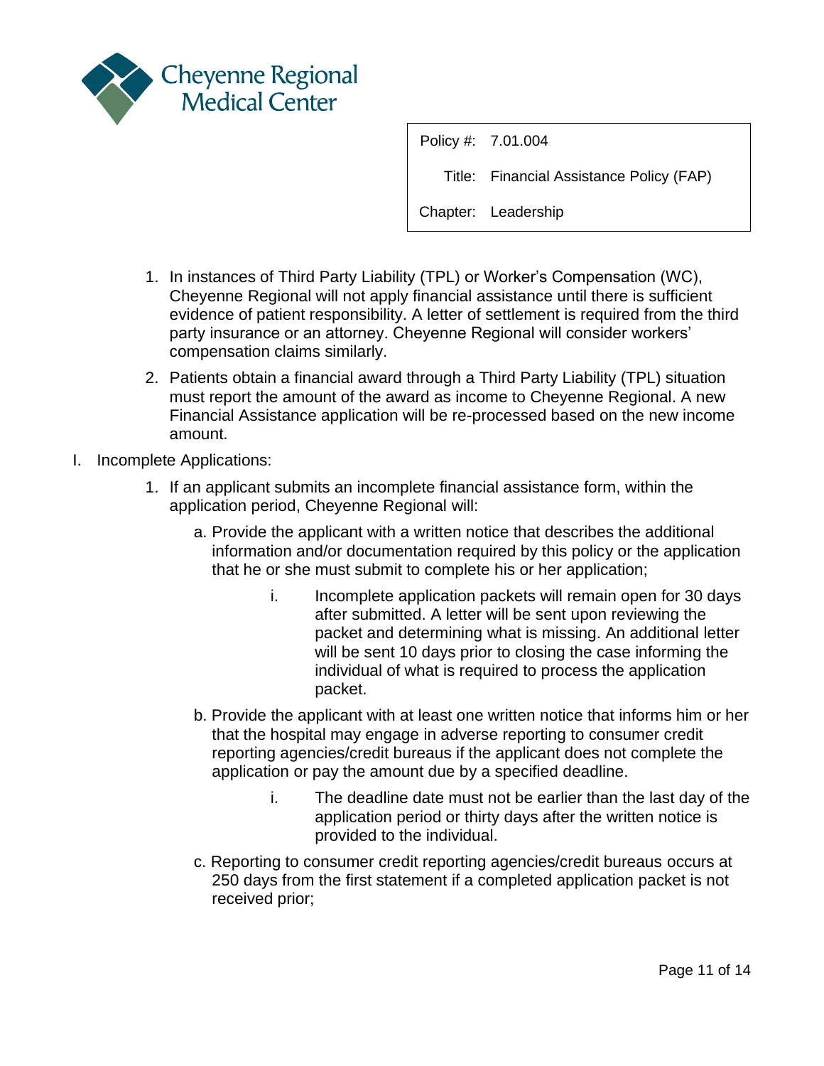1. In instances of Third Party Liability (TPL) or Worker's Compensation (WC), Cheyenne Regional will not apply financial assistance until there is sufficient evidence of patient responsibility. A letter of settlement is required from the third party insurance or an attorney. Cheyenne Regional will consider workers' compensation claims similarly.
2. Patients obtain a financial award through a Third Party Liability (TPL) situation must report the amount of the award as income to Cheyenne Regional. A new Financial Assistance application will be re-processed based on the new income amount.

I. Incomplete Applications:

1. If an applicant submits an incomplete financial assistance form, within the application period, Cheyenne Regional will:
   a. Provide the applicant with a written notice that describes the additional information and/or documentation required by this policy or the application that he or she must submit to complete his or her application;
      i. Incomplete application packets will remain open for 30 days after submitted. A letter will be sent upon reviewing the packet and determining what is missing. An additional letter will be sent 10 days prior to closing the case informing the individual of what is required to process the application packet.

   b. Provide the applicant with at least one written notice that informs him or her that the hospital may engage in adverse reporting to consumer credit reporting agencies/credit bureaus if the applicant does not complete the application or pay the amount due by a specified deadline.
      i. The deadline date must not be earlier than the last day of the application period or thirty days after the written notice is provided to the individual.

   c. Reporting to consumer credit reporting agencies/credit bureaus occurs at 250 days from the first statement if a completed application packet is not received prior;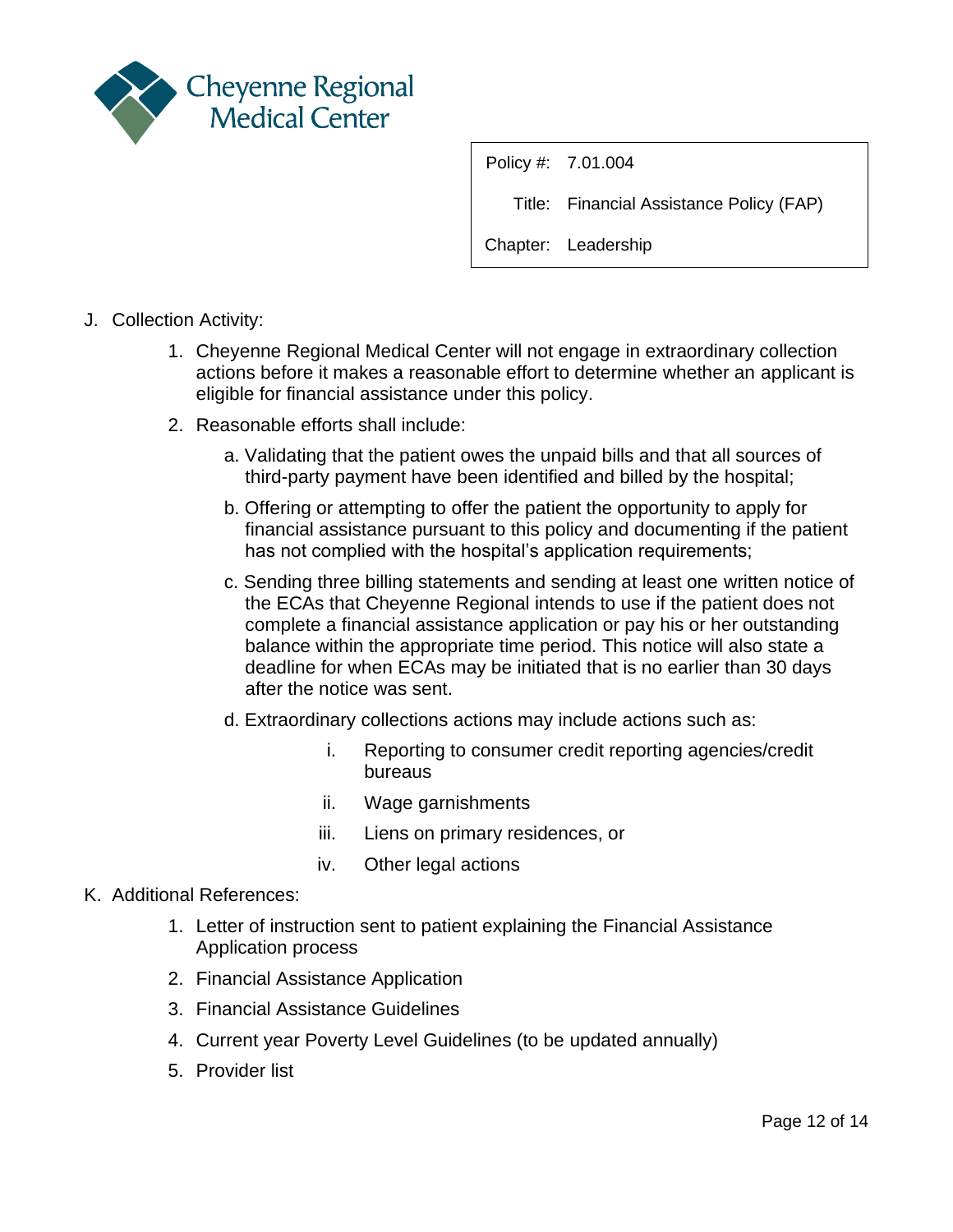J. Collection Activity:

1. Cheyenne Regional Medical Center will not engage in extraordinary collection actions before it makes a reasonable effort to determine whether an applicant is eligible for financial assistance under this policy.
2. Reasonable efforts shall include:
   a. Validating that the patient owes the unpaid bills and that all sources of third-party payment have been identified and billed by the hospital;
   b. Offering or attempting to offer the patient the opportunity to apply for financial assistance pursuant to this policy and documenting if the patient has not complied with the hospital's application requirements;
   c. Sending three billing statements and sending at least one written notice of the ECAs that Cheyenne Regional intends to use if the patient does not complete a financial assistance application or pay his or her outstanding balance within the appropriate time period. This notice will also state a deadline for when ECAs may be initiated that is no earlier than 30 days after the notice was sent.
   d. Extraordinary collections actions may include actions such as:
      i. Reporting to consumer credit reporting agencies/credit bureaus
      ii. Wage garnishments
      iii. Liens on primary residences, or
      iv. Other legal actions

K. Additional References:

1. Letter of instruction sent to patient explaining the Financial Assistance Application process
2. Financial Assistance Application
3. Financial Assistance Guidelines
4. Current year Poverty Level Guidelines (to be updated annually)
5. Provider list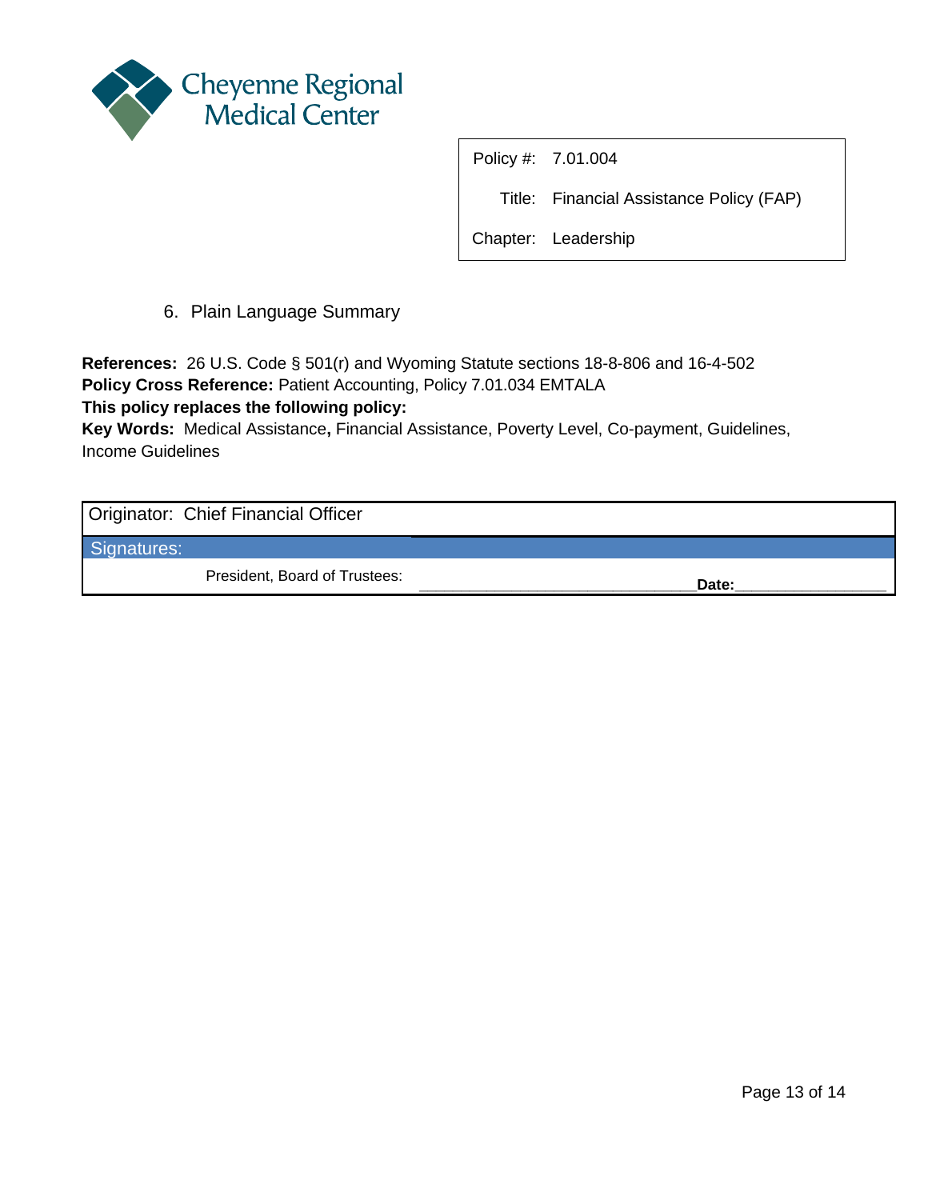Cheyenne Regional Medical Center

| Policy #: | 7.01.004 |
|---|---|
| Title: | Financial Assistance Policy (FAP) |
| Chapter: | Leadership |

6. Plain Language Summary

**References:** 26 U.S. Code § 501(r) and Wyoming Statute sections 18-8-806 and 16-4-502
**Policy Cross Reference:** Patient Accounting, Policy 7.01.034 EMTALA
**This policy replaces the following policy:**
**Key Words:** Medical Assistance**,** Financial Assistance, Poverty Level, Co-payment, Guidelines, Income Guidelines

| Originator: Chief Financial Officer | |
|---|---|
| Signatures: | |
| President, Board of Trustees: | ______________________________ **Date:**________________ |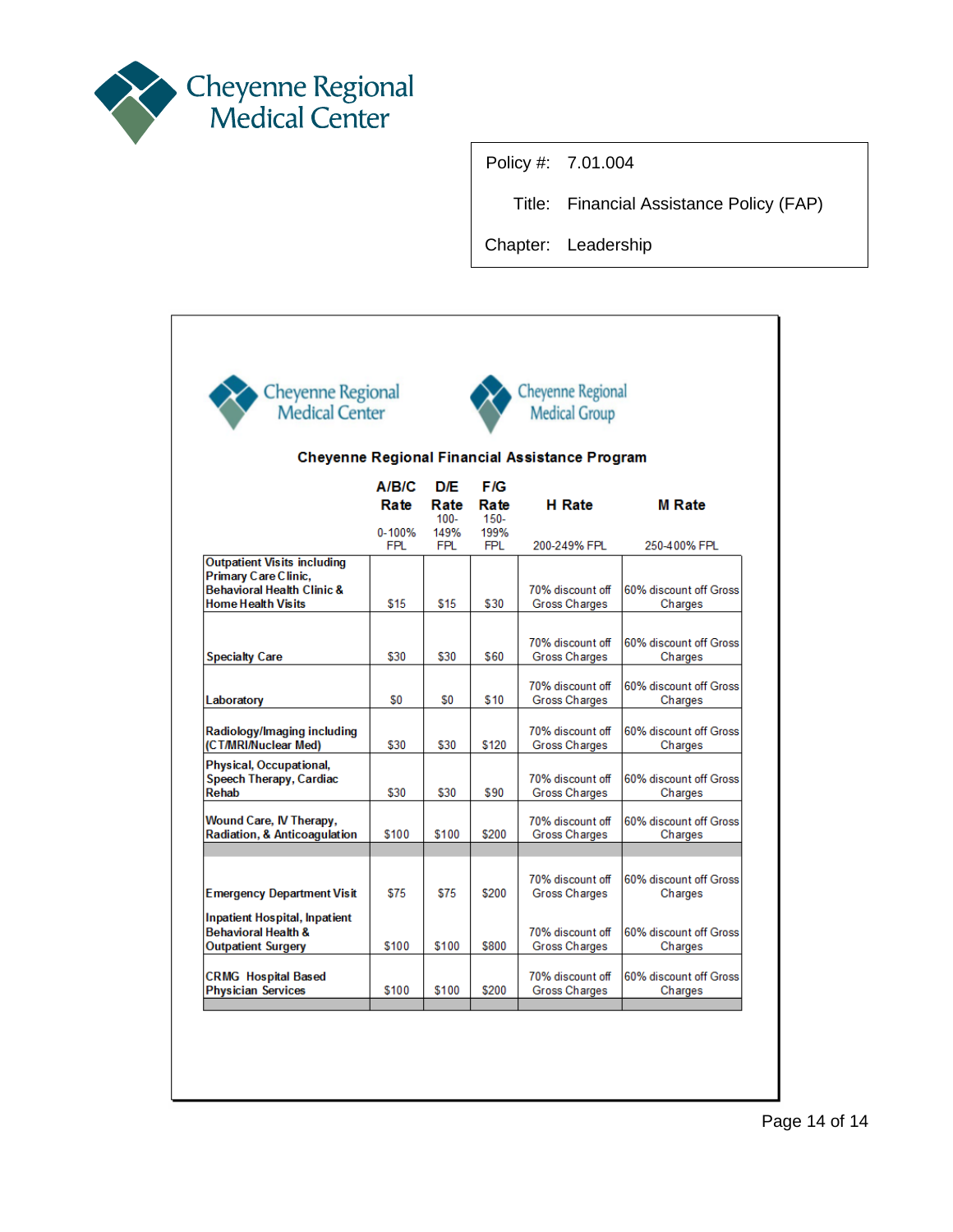Cheyenne Regional Medical Center

| | |
|---|---|
| Policy #: | 7.01.004 |
| Title: | Financial Assistance Policy (FAP) |
| Chapter: | Leadership |

Cheyenne Regional Medical Center    Cheyenne Regional Medical Group

**Cheyenne Regional Financial Assistance Program**

| | A/B/C Rate 0-100% FPL | D/E Rate 100-149% FPL | F/G Rate 150-199% FPL | H Rate 200-249% FPL | M Rate 250-400% FPL |
|---|---|---|---|---|---|
| **Outpatient Visits including Primary Care Clinic, Behavioral Health Clinic & Home Health Visits** | $15 | $15 | $30 | 70% discount off Gross Charges | 60% discount off Gross Charges |
| **Specialty Care** | $30 | $30 | $60 | 70% discount off Gross Charges | 60% discount off Gross Charges |
| **Laboratory** | $0 | $0 | $10 | 70% discount off Gross Charges | 60% discount off Gross Charges |
| **Radiology/Imaging including (CT/MRI/Nuclear Med)** | $30 | $30 | $120 | 70% discount off Gross Charges | 60% discount off Gross Charges |
| **Physical, Occupational, Speech Therapy, Cardiac Rehab** | $30 | $30 | $90 | 70% discount off Gross Charges | 60% discount off Gross Charges |
| **Wound Care, IV Therapy, Radiation, & Anticoagulation** | $100 | $100 | $200 | 70% discount off Gross Charges | 60% discount off Gross Charges |
| **Emergency Department Visit** | $75 | $75 | $200 | 70% discount off Gross Charges | 60% discount off Gross Charges |
| **Inpatient Hospital, Inpatient Behavioral Health & Outpatient Surgery** | $100 | $100 | $800 | 70% discount off Gross Charges | 60% discount off Gross Charges |
| **CRMG Hospital Based Physician Services** | $100 | $100 | $200 | 70% discount off Gross Charges | 60% discount off Gross Charges |